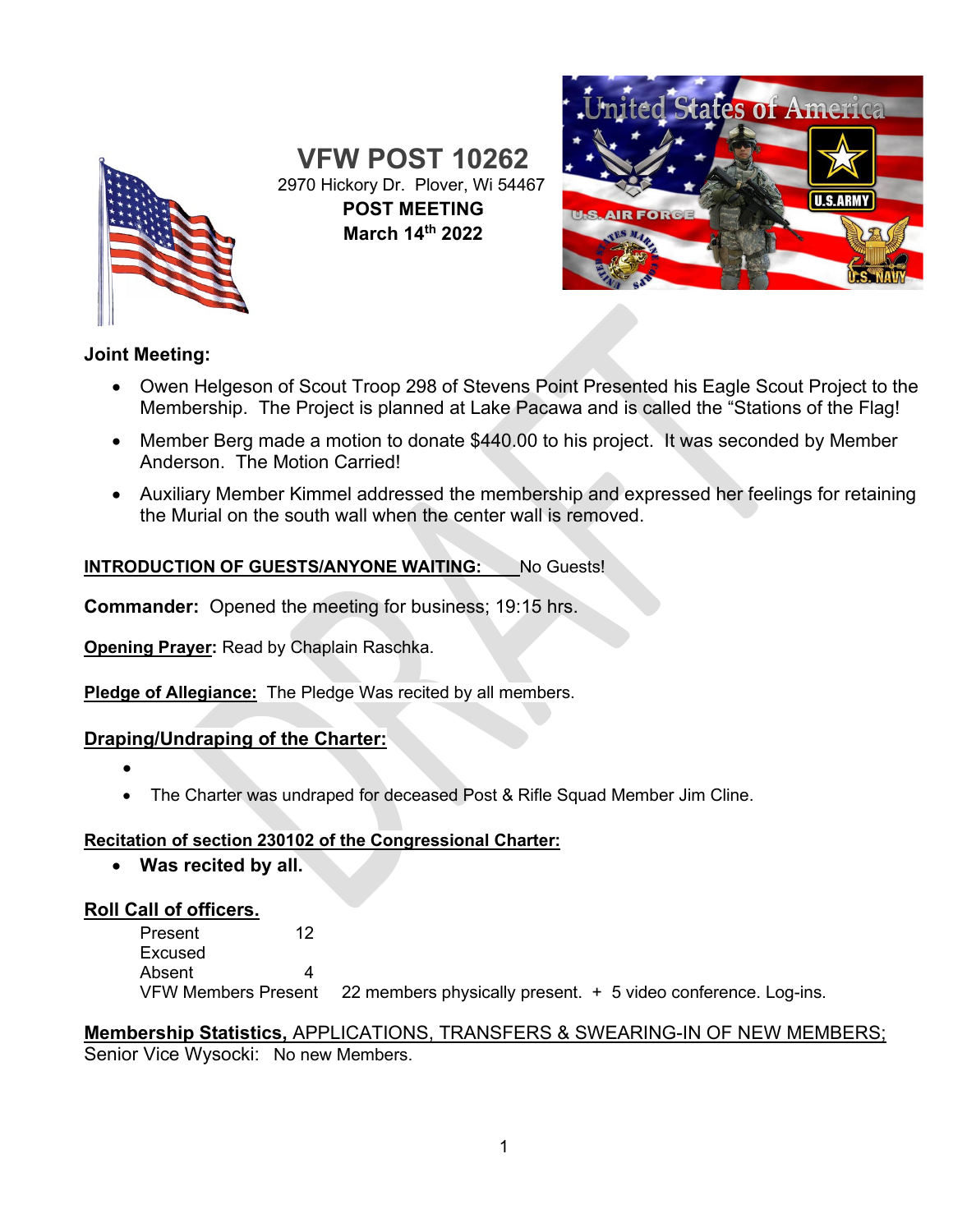# VFW POST 10262

2970 Hickory Dr. Plover, Wi 54467

**POST MEETING**

**March 14th 2022**

**Joint Meeting:**

- Owen Helgeson of Scout Troop 298 of Stevens Point Presented his Eagle Scout Project to the Membership. The Project is planned at Lake Pacawa and is called the "Stations of the Flag!
- Member Berg made a motion to donate $440.00 to his project. It was seconded by Member Anderson. The Motion Carried!
- Auxiliary Member Kimmel addressed the membership and expressed her feelings for retaining the Murial on the south wall when the center wall is removed.

**INTRODUCTION OF GUESTS/ANYONE WAITING:** No Guests!

**Commander:** Opened the meeting for business; 19:15 hrs.

**Opening Prayer:** Read by Chaplain Raschka.

**Pledge of Allegiance:** The Pledge Was recited by all members.

**Draping/Undraping of the Charter:**

- 
- The Charter was undraped for deceased Post & Rifle Squad Member Jim Cline.

**Recitation of section 230102 of the Congressional Charter:**

- **Was recited by all.**

**Roll Call of officers.**

| | |
|---|---|
| Present | 12 |
| Excused | |
| Absent | 4 |
| VFW Members Present | 22 members physically present. + 5 video conference. Log-ins. |

**Membership Statistics,** APPLICATIONS, TRANSFERS & SWEARING-IN OF NEW MEMBERS;

Senior Vice Wysocki: No new Members.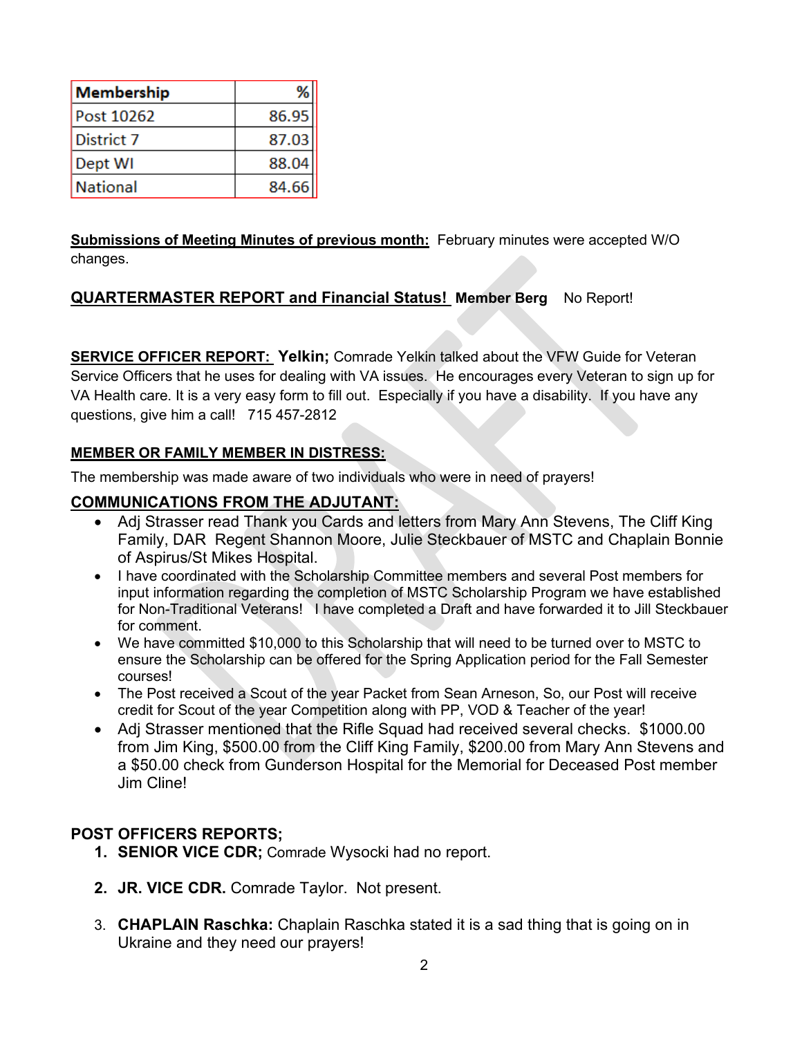| Membership | % |
|---|---|
| Post 10262 | 86.95 |
| District 7 | 87.03 |
| Dept WI | 88.04 |
| National | 84.66 |

**Submissions of Meeting Minutes of previous month:** February minutes were accepted W/O changes.

**QUARTERMASTER REPORT and Financial Status! Member Berg** No Report!

**SERVICE OFFICER REPORT: Yelkin;** Comrade Yelkin talked about the VFW Guide for Veteran Service Officers that he uses for dealing with VA issues. He encourages every Veteran to sign up for VA Health care. It is a very easy form to fill out. Especially if you have a disability. If you have any questions, give him a call! 715 457-2812

**MEMBER OR FAMILY MEMBER IN DISTRESS:**

The membership was made aware of two individuals who were in need of prayers!

**COMMUNICATIONS FROM THE ADJUTANT:**

- Adj Strasser read Thank you Cards and letters from Mary Ann Stevens, The Cliff King Family, DAR Regent Shannon Moore, Julie Steckbauer of MSTC and Chaplain Bonnie of Aspirus/St Mikes Hospital.
- I have coordinated with the Scholarship Committee members and several Post members for input information regarding the completion of MSTC Scholarship Program we have established for Non-Traditional Veterans! I have completed a Draft and have forwarded it to Jill Steckbauer for comment.
- We have committed $10,000 to this Scholarship that will need to be turned over to MSTC to ensure the Scholarship can be offered for the Spring Application period for the Fall Semester courses!
- The Post received a Scout of the year Packet from Sean Arneson, So, our Post will receive credit for Scout of the year Competition along with PP, VOD & Teacher of the year!
- Adj Strasser mentioned that the Rifle Squad had received several checks. $1000.00 from Jim King, $500.00 from the Cliff King Family, $200.00 from Mary Ann Stevens and a $50.00 check from Gunderson Hospital for the Memorial for Deceased Post member Jim Cline!

**POST OFFICERS REPORTS;**

1. **SENIOR VICE CDR;** Comrade Wysocki had no report.
2. **JR. VICE CDR.** Comrade Taylor. Not present.
3. **CHAPLAIN Raschka:** Chaplain Raschka stated it is a sad thing that is going on in Ukraine and they need our prayers!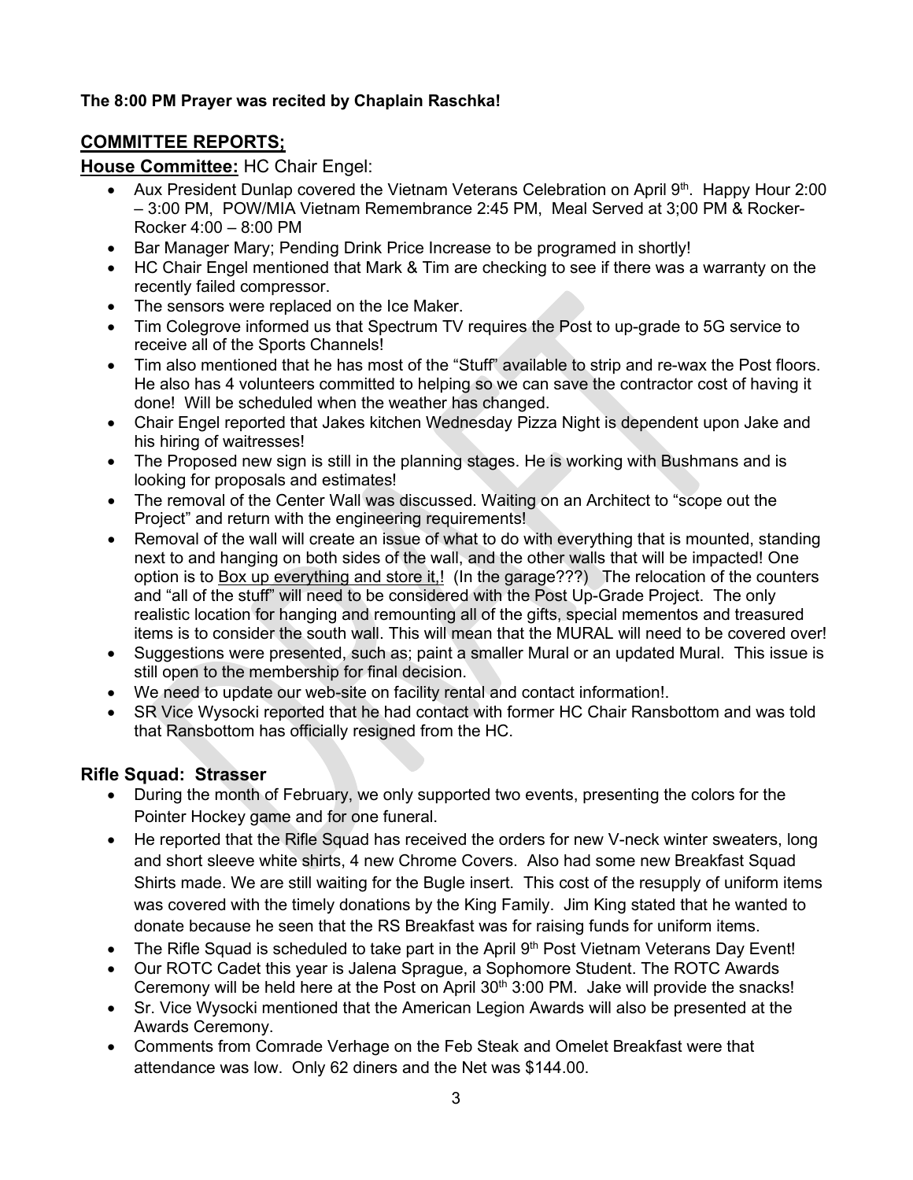**The 8:00 PM Prayer was recited by Chaplain Raschka!**

## COMMITTEE REPORTS;

### House Committee: HC Chair Engel:

- Aux President Dunlap covered the Vietnam Veterans Celebration on April 9th. Happy Hour 2:00 – 3:00 PM, POW/MIA Vietnam Remembrance 2:45 PM, Meal Served at 3;00 PM & Rocker-Rocker 4:00 – 8:00 PM
- Bar Manager Mary; Pending Drink Price Increase to be programed in shortly!
- HC Chair Engel mentioned that Mark & Tim are checking to see if there was a warranty on the recently failed compressor.
- The sensors were replaced on the Ice Maker.
- Tim Colegrove informed us that Spectrum TV requires the Post to up-grade to 5G service to receive all of the Sports Channels!
- Tim also mentioned that he has most of the "Stuff" available to strip and re-wax the Post floors. He also has 4 volunteers committed to helping so we can save the contractor cost of having it done! Will be scheduled when the weather has changed.
- Chair Engel reported that Jakes kitchen Wednesday Pizza Night is dependent upon Jake and his hiring of waitresses!
- The Proposed new sign is still in the planning stages. He is working with Bushmans and is looking for proposals and estimates!
- The removal of the Center Wall was discussed. Waiting on an Architect to "scope out the Project" and return with the engineering requirements!
- Removal of the wall will create an issue of what to do with everything that is mounted, standing next to and hanging on both sides of the wall, and the other walls that will be impacted! One option is to <u>Box up everything and store it,</u>! (In the garage???) The relocation of the counters and "all of the stuff" will need to be considered with the Post Up-Grade Project. The only realistic location for hanging and remounting all of the gifts, special mementos and treasured items is to consider the south wall. This will mean that the MURAL will need to be covered over!
- Suggestions were presented, such as; paint a smaller Mural or an updated Mural. This issue is still open to the membership for final decision.
- We need to update our web-site on facility rental and contact information!.
- SR Vice Wysocki reported that he had contact with former HC Chair Ransbottom and was told that Ransbottom has officially resigned from the HC.

### Rifle Squad: Strasser

- During the month of February, we only supported two events, presenting the colors for the Pointer Hockey game and for one funeral.
- He reported that the Rifle Squad has received the orders for new V-neck winter sweaters, long and short sleeve white shirts, 4 new Chrome Covers. Also had some new Breakfast Squad Shirts made. We are still waiting for the Bugle insert. This cost of the resupply of uniform items was covered with the timely donations by the King Family. Jim King stated that he wanted to donate because he seen that the RS Breakfast was for raising funds for uniform items.
- The Rifle Squad is scheduled to take part in the April 9th Post Vietnam Veterans Day Event!
- Our ROTC Cadet this year is Jalena Sprague, a Sophomore Student. The ROTC Awards Ceremony will be held here at the Post on April 30th 3:00 PM. Jake will provide the snacks!
- Sr. Vice Wysocki mentioned that the American Legion Awards will also be presented at the Awards Ceremony.
- Comments from Comrade Verhage on the Feb Steak and Omelet Breakfast were that attendance was low. Only 62 diners and the Net was $144.00.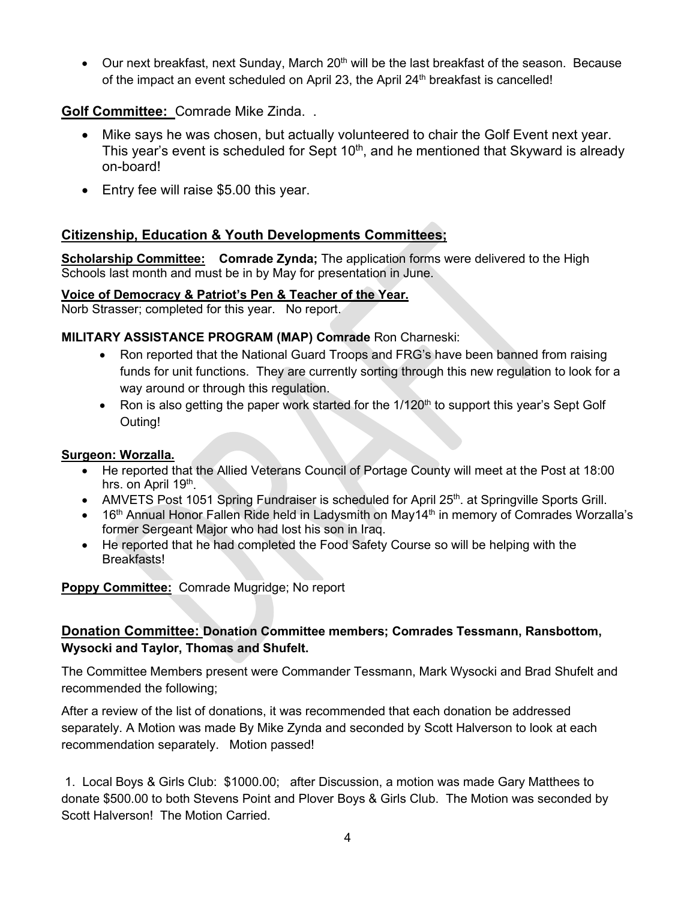- Our next breakfast, next Sunday, March 20th will be the last breakfast of the season. Because of the impact an event scheduled on April 23, the April 24th breakfast is cancelled!

**Golf Committee:** Comrade Mike Zinda. .

- Mike says he was chosen, but actually volunteered to chair the Golf Event next year. This year's event is scheduled for Sept 10th, and he mentioned that Skyward is already on-board!
- Entry fee will raise $5.00 this year.

## Citizenship, Education & Youth Developments Committees;

**Scholarship Committee: Comrade Zynda;** The application forms were delivered to the High Schools last month and must be in by May for presentation in June.

**Voice of Democracy & Patriot's Pen & Teacher of the Year.**
Norb Strasser; completed for this year. No report.

**MILITARY ASSISTANCE PROGRAM (MAP) Comrade** Ron Charneski:

- Ron reported that the National Guard Troops and FRG's have been banned from raising funds for unit functions. They are currently sorting through this new regulation to look for a way around or through this regulation.
- Ron is also getting the paper work started for the 1/120th to support this year's Sept Golf Outing!

**Surgeon: Worzalla.**

- He reported that the Allied Veterans Council of Portage County will meet at the Post at 18:00 hrs. on April 19th.
- AMVETS Post 1051 Spring Fundraiser is scheduled for April 25th. at Springville Sports Grill.
- 16th Annual Honor Fallen Ride held in Ladysmith on May14th in memory of Comrades Worzalla's former Sergeant Major who had lost his son in Iraq.
- He reported that he had completed the Food Safety Course so will be helping with the Breakfasts!

**Poppy Committee:** Comrade Mugridge; No report

**Donation Committee: Donation Committee members; Comrades Tessmann, Ransbottom, Wysocki and Taylor, Thomas and Shufelt.**

The Committee Members present were Commander Tessmann, Mark Wysocki and Brad Shufelt and recommended the following;

After a review of the list of donations, it was recommended that each donation be addressed separately. A Motion was made By Mike Zynda and seconded by Scott Halverson to look at each recommendation separately. Motion passed!

1. Local Boys & Girls Club: $1000.00; after Discussion, a motion was made Gary Matthees to donate $500.00 to both Stevens Point and Plover Boys & Girls Club. The Motion was seconded by Scott Halverson! The Motion Carried.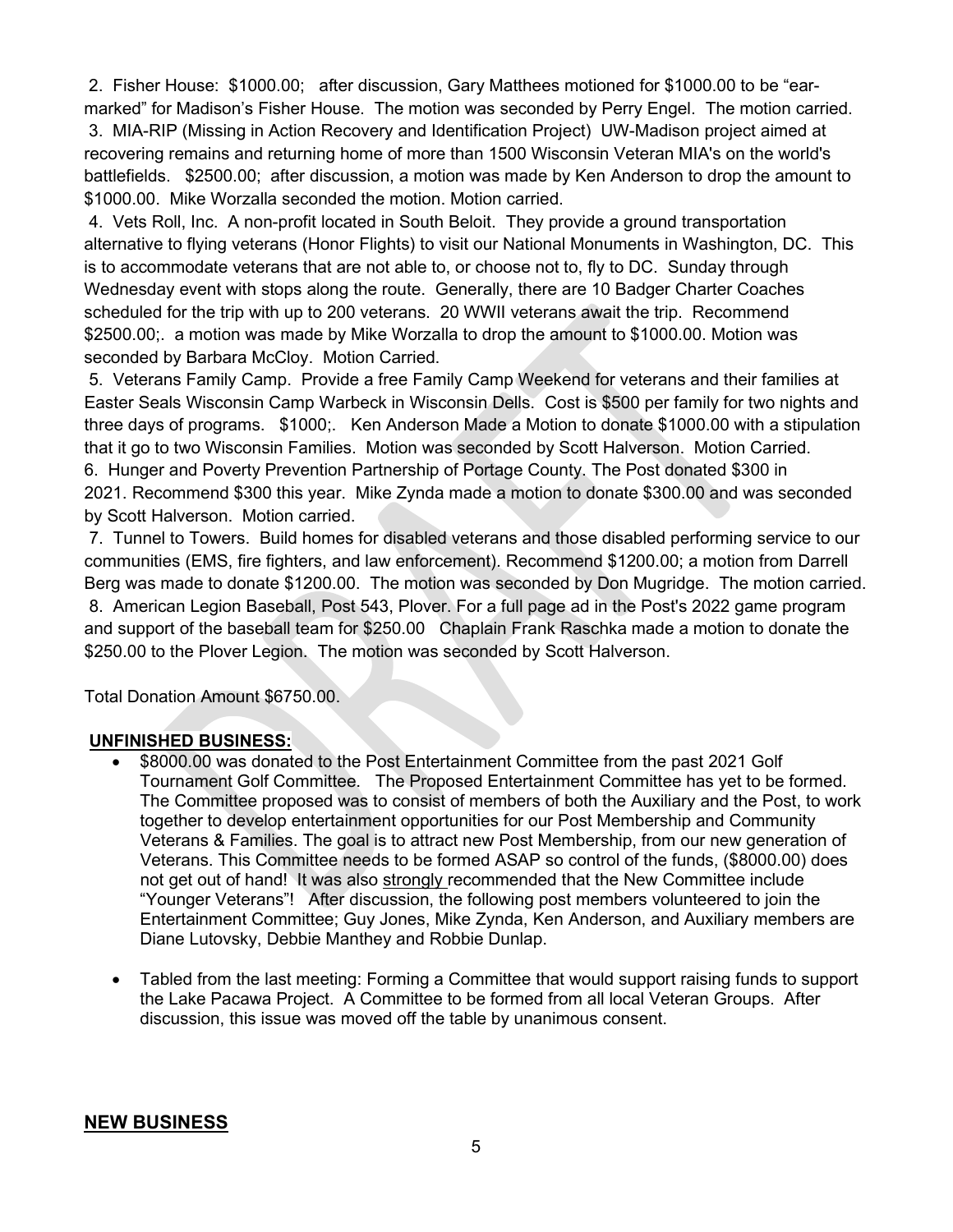2. Fisher House: $1000.00; after discussion, Gary Matthees motioned for $1000.00 to be "ear-marked" for Madison's Fisher House. The motion was seconded by Perry Engel. The motion carried.

3. MIA-RIP (Missing in Action Recovery and Identification Project) UW-Madison project aimed at recovering remains and returning home of more than 1500 Wisconsin Veteran MIA's on the world's battlefields. $2500.00; after discussion, a motion was made by Ken Anderson to drop the amount to $1000.00. Mike Worzalla seconded the motion. Motion carried.

4. Vets Roll, Inc. A non-profit located in South Beloit. They provide a ground transportation alternative to flying veterans (Honor Flights) to visit our National Monuments in Washington, DC. This is to accommodate veterans that are not able to, or choose not to, fly to DC. Sunday through Wednesday event with stops along the route. Generally, there are 10 Badger Charter Coaches scheduled for the trip with up to 200 veterans. 20 WWII veterans await the trip. Recommend $2500.00;. a motion was made by Mike Worzalla to drop the amount to $1000.00. Motion was seconded by Barbara McCloy. Motion Carried.

5. Veterans Family Camp. Provide a free Family Camp Weekend for veterans and their families at Easter Seals Wisconsin Camp Warbeck in Wisconsin Dells. Cost is $500 per family for two nights and three days of programs. $1000;. Ken Anderson Made a Motion to donate $1000.00 with a stipulation that it go to two Wisconsin Families. Motion was seconded by Scott Halverson. Motion Carried.

6. Hunger and Poverty Prevention Partnership of Portage County. The Post donated $300 in 2021. Recommend $300 this year. Mike Zynda made a motion to donate $300.00 and was seconded by Scott Halverson. Motion carried.

7. Tunnel to Towers. Build homes for disabled veterans and those disabled performing service to our communities (EMS, fire fighters, and law enforcement). Recommend $1200.00; a motion from Darrell Berg was made to donate $1200.00. The motion was seconded by Don Mugridge. The motion carried.

8. American Legion Baseball, Post 543, Plover. For a full page ad in the Post's 2022 game program and support of the baseball team for $250.00 Chaplain Frank Raschka made a motion to donate the $250.00 to the Plover Legion. The motion was seconded by Scott Halverson.

Total Donation Amount $6750.00.

**UNFINISHED BUSINESS:**

- $8000.00 was donated to the Post Entertainment Committee from the past 2021 Golf Tournament Golf Committee. The Proposed Entertainment Committee has yet to be formed. The Committee proposed was to consist of members of both the Auxiliary and the Post, to work together to develop entertainment opportunities for our Post Membership and Community Veterans & Families. The goal is to attract new Post Membership, from our new generation of Veterans. This Committee needs to be formed ASAP so control of the funds, ($8000.00) does not get out of hand! It was also strongly recommended that the New Committee include "Younger Veterans"! After discussion, the following post members volunteered to join the Entertainment Committee; Guy Jones, Mike Zynda, Ken Anderson, and Auxiliary members are Diane Lutovsky, Debbie Manthey and Robbie Dunlap.

- Tabled from the last meeting: Forming a Committee that would support raising funds to support the Lake Pacawa Project. A Committee to be formed from all local Veteran Groups. After discussion, this issue was moved off the table by unanimous consent.

## NEW BUSINESS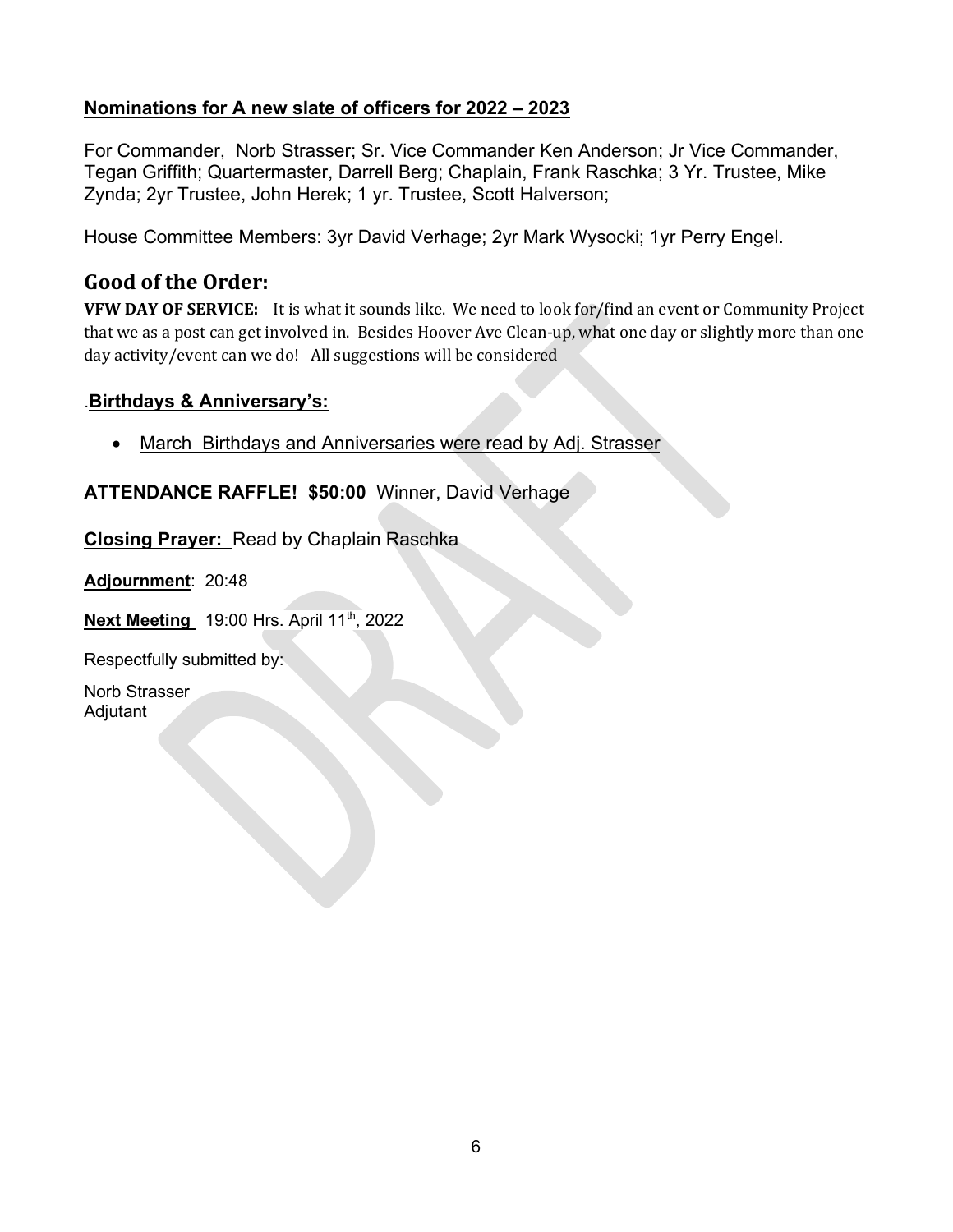**Nominations for A new slate of officers for 2022 – 2023**

For Commander, Norb Strasser; Sr. Vice Commander Ken Anderson; Jr Vice Commander, Tegan Griffith; Quartermaster, Darrell Berg; Chaplain, Frank Raschka; 3 Yr. Trustee, Mike Zynda; 2yr Trustee, John Herek; 1 yr. Trustee, Scott Halverson;

House Committee Members: 3yr David Verhage; 2yr Mark Wysocki; 1yr Perry Engel.

## Good of the Order:

**VFW DAY OF SERVICE:** It is what it sounds like. We need to look for/find an event or Community Project that we as a post can get involved in. Besides Hoover Ave Clean-up, what one day or slightly more than one day activity/event can we do! All suggestions will be considered

.**Birthdays & Anniversary's:**

- March Birthdays and Anniversaries were read by Adj. Strasser

**ATTENDANCE RAFFLE! $50:00** Winner, David Verhage

**Closing Prayer:** Read by Chaplain Raschka

**Adjournment**: 20:48

**Next Meeting** 19:00 Hrs. April 11th, 2022

Respectfully submitted by:

Norb Strasser
Adjutant